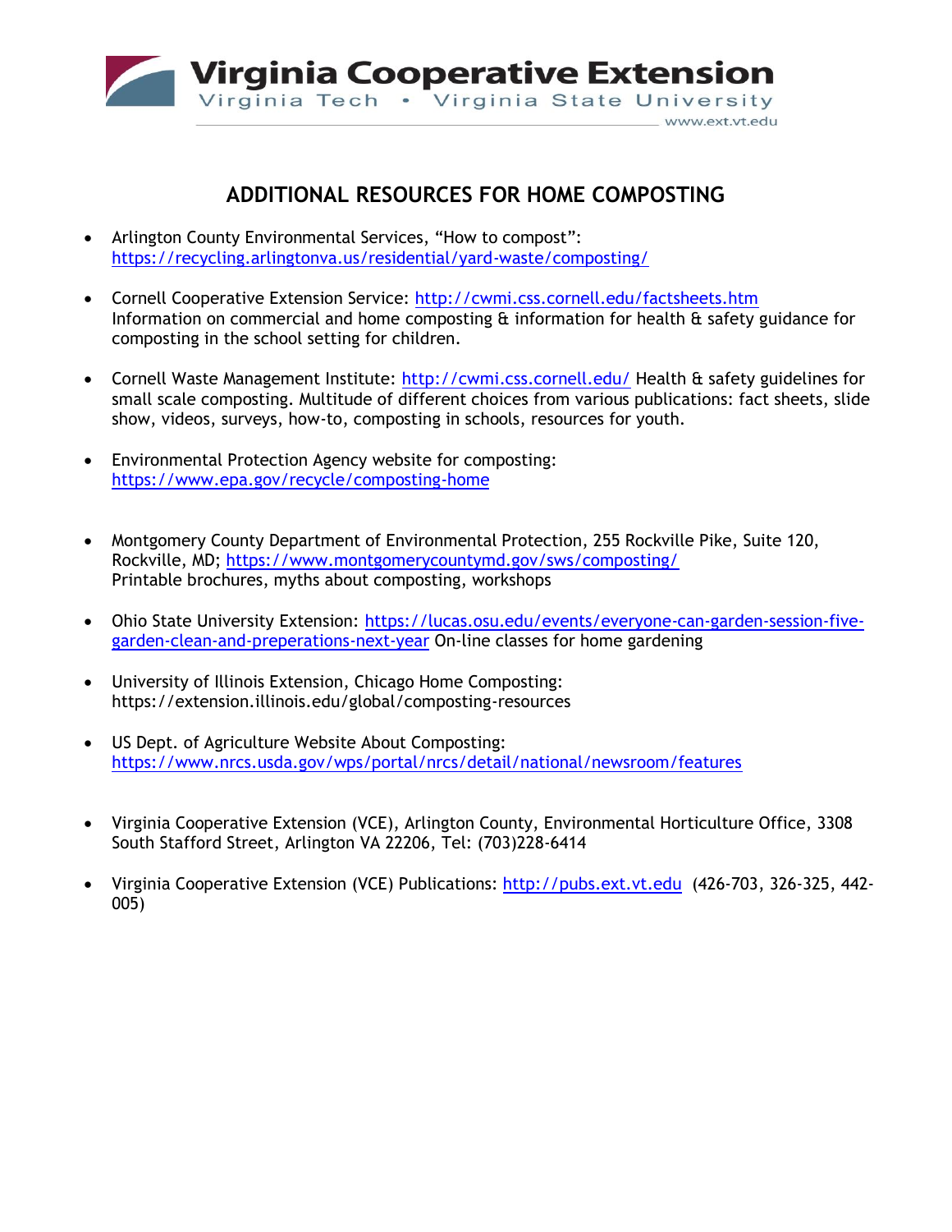Virginia Cooperative Extension
Virginia Tech • Virginia State University
www.ext.vt.edu

# ADDITIONAL RESOURCES FOR HOME COMPOSTING

- Arlington County Environmental Services, “How to compost”: https://recycling.arlingtonva.us/residential/yard-waste/composting/

- Cornell Cooperative Extension Service: http://cwmi.css.cornell.edu/factsheets.htm Information on commercial and home composting & information for health & safety guidance for composting in the school setting for children.

- Cornell Waste Management Institute: http://cwmi.css.cornell.edu/ Health & safety guidelines for small scale composting. Multitude of different choices from various publications: fact sheets, slide show, videos, surveys, how-to, composting in schools, resources for youth.

- Environmental Protection Agency website for composting: https://www.epa.gov/recycle/composting-home

- Montgomery County Department of Environmental Protection, 255 Rockville Pike, Suite 120, Rockville, MD; https://www.montgomerycountymd.gov/sws/composting/ Printable brochures, myths about composting, workshops

- Ohio State University Extension: https://lucas.osu.edu/events/everyone-can-garden-session-five-garden-clean-and-preperations-next-year On-line classes for home gardening

- University of Illinois Extension, Chicago Home Composting: https://extension.illinois.edu/global/composting-resources

- US Dept. of Agriculture Website About Composting: https://www.nrcs.usda.gov/wps/portal/nrcs/detail/national/newsroom/features

- Virginia Cooperative Extension (VCE), Arlington County, Environmental Horticulture Office, 3308 South Stafford Street, Arlington VA 22206, Tel: (703)228-6414

- Virginia Cooperative Extension (VCE) Publications: http://pubs.ext.vt.edu (426-703, 326-325, 442-005)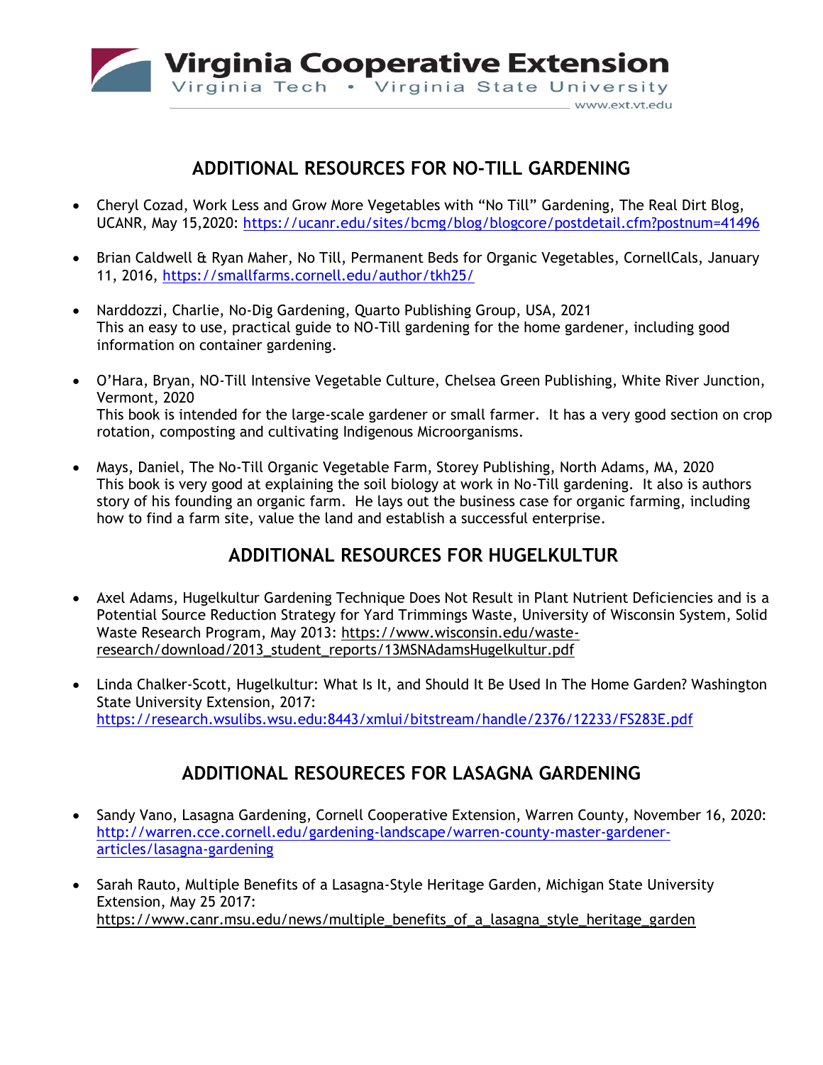Virginia Cooperative Extension
Virginia Tech • Virginia State University
www.ext.vt.edu

## ADDITIONAL RESOURCES FOR NO-TILL GARDENING

- Cheryl Cozad, Work Less and Grow More Vegetables with "No Till" Gardening, The Real Dirt Blog, UCANR, May 15,2020: https://ucanr.edu/sites/bcmg/blog/blogcore/postdetail.cfm?postnum=41496

- Brian Caldwell & Ryan Maher, No Till, Permanent Beds for Organic Vegetables, CornellCals, January 11, 2016, https://smallfarms.cornell.edu/author/tkh25/

- Narddozzi, Charlie, No-Dig Gardening, Quarto Publishing Group, USA, 2021
  This an easy to use, practical guide to NO-Till gardening for the home gardener, including good information on container gardening.

- O'Hara, Bryan, NO-Till Intensive Vegetable Culture, Chelsea Green Publishing, White River Junction, Vermont, 2020
  This book is intended for the large-scale gardener or small farmer. It has a very good section on crop rotation, composting and cultivating Indigenous Microorganisms.

- Mays, Daniel, The No-Till Organic Vegetable Farm, Storey Publishing, North Adams, MA, 2020
  This book is very good at explaining the soil biology at work in No-Till gardening. It also is authors story of his founding an organic farm. He lays out the business case for organic farming, including how to find a farm site, value the land and establish a successful enterprise.

## ADDITIONAL RESOURCES FOR HUGELKULTUR

- Axel Adams, Hugelkultur Gardening Technique Does Not Result in Plant Nutrient Deficiencies and is a Potential Source Reduction Strategy for Yard Trimmings Waste, University of Wisconsin System, Solid Waste Research Program, May 2013: https://www.wisconsin.edu/waste-research/download/2013_student_reports/13MSNAdamsHugelkultur.pdf

- Linda Chalker-Scott, Hugelkultur: What Is It, and Should It Be Used In The Home Garden? Washington State University Extension, 2017: https://research.wsulibs.wsu.edu:8443/xmlui/bitstream/handle/2376/12233/FS283E.pdf

## ADDITIONAL RESOURECES FOR LASAGNA GARDENING

- Sandy Vano, Lasagna Gardening, Cornell Cooperative Extension, Warren County, November 16, 2020: http://warren.cce.cornell.edu/gardening-landscape/warren-county-master-gardener-articles/lasagna-gardening

- Sarah Rauto, Multiple Benefits of a Lasagna-Style Heritage Garden, Michigan State University Extension, May 25 2017: https://www.canr.msu.edu/news/multiple_benefits_of_a_lasagna_style_heritage_garden